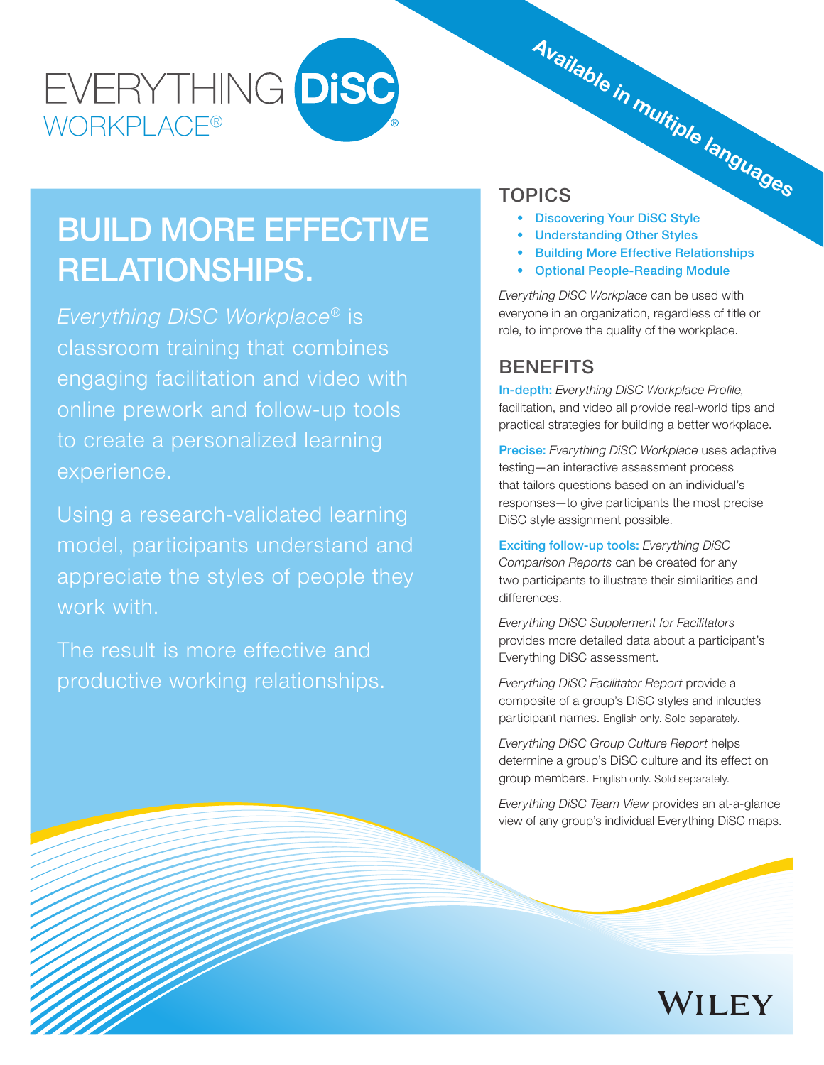# EVERYTHING DiSC® WORKPLACE®

*Available in multiple languages*

## BUILD MORE EFFECTIVE RELATIONSHIPS.

*Everything DiSC Workplace®* is classroom training that combines engaging facilitation and video with online prework and follow-up tools to create a personalized learning experience.

Using a research-validated learning model, participants understand and appreciate the styles of people they work with.

The result is more effective and productive working relationships.

## TOPICS

- Discovering Your DiSC Style
- Understanding Other Styles
- Building More Effective Relationships
- Optional People-Reading Module

*Everything DiSC Workplace* can be used with everyone in an organization, regardless of title or role, to improve the quality of the workplace.

## BENEFITS

**In-depth:** *Everything DiSC Workplace Profile,* facilitation, and video all provide real-world tips and practical strategies for building a better workplace.

**Precise:** *Everything DiSC Workplace* uses adaptive testing—an interactive assessment process that tailors questions based on an individual's responses—to give participants the most precise DiSC style assignment possible.

**Exciting follow-up tools:** *Everything DiSC Comparison Reports* can be created for any two participants to illustrate their similarities and differences.

*Everything DiSC Supplement for Facilitators* provides more detailed data about a participant's Everything DiSC assessment.

*Everything DiSC Facilitator Report* provide a composite of a group's DiSC styles and inlcudes participant names. English only. Sold separately.

*Everything DiSC Group Culture Report* helps determine a group's DiSC culture and its effect on group members. English only. Sold separately.

*Everything DiSC Team View* provides an at-a-glance view of any group's individual Everything DiSC maps.

WILEY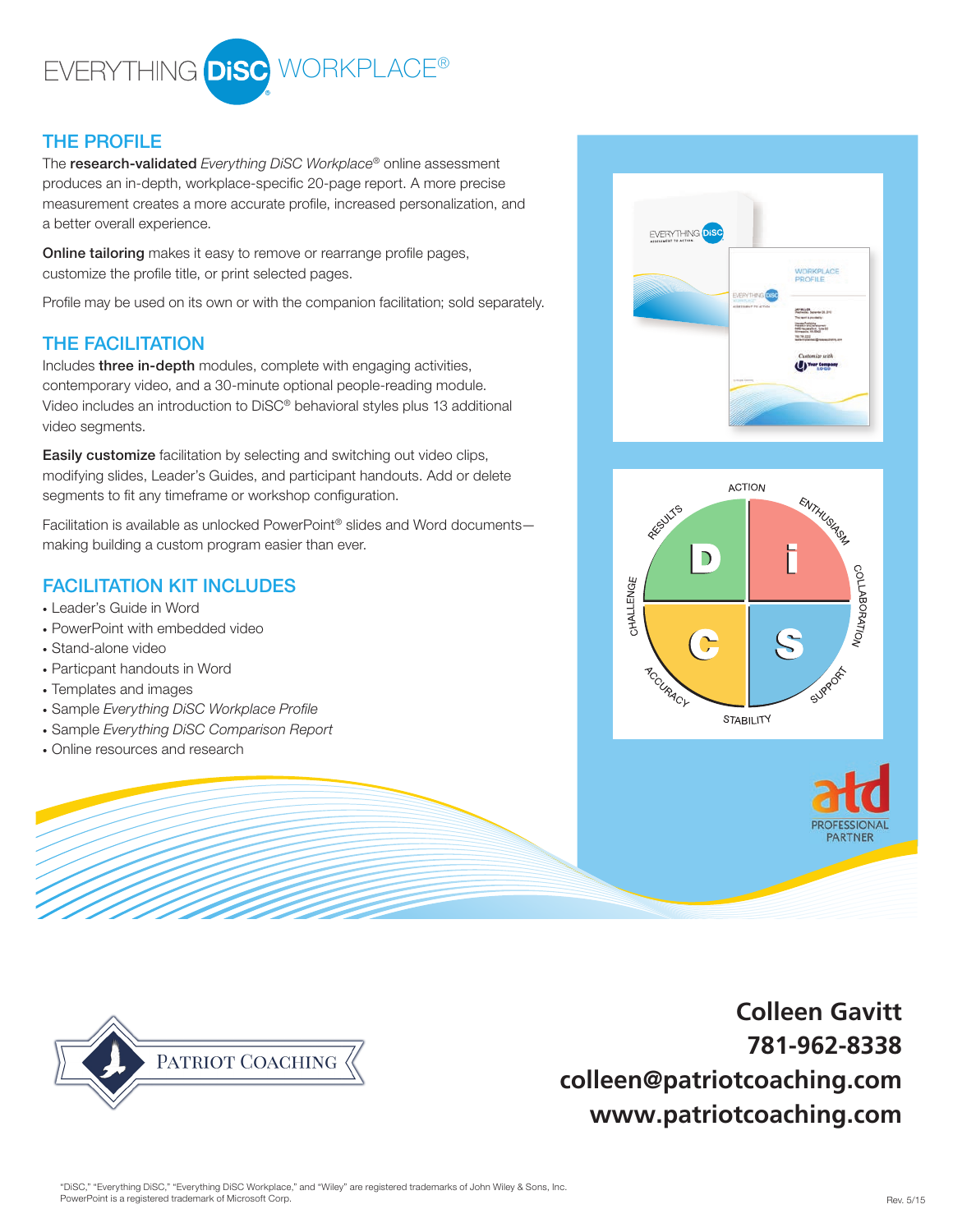EVERYTHING DiSC WORKPLACE®

## THE PROFILE

The **research-validated** *Everything DiSC Workplace®* online assessment produces an in-depth, workplace-specific 20-page report. A more precise measurement creates a more accurate profile, increased personalization, and a better overall experience.

**Online tailoring** makes it easy to remove or rearrange profile pages, customize the profile title, or print selected pages.

Profile may be used on its own or with the companion facilitation; sold separately.

## THE FACILITATION

Includes **three in-depth** modules, complete with engaging activities, contemporary video, and a 30-minute optional people-reading module. Video includes an introduction to DiSC® behavioral styles plus 13 additional video segments.

**Easily customize** facilitation by selecting and switching out video clips, modifying slides, Leader's Guides, and participant handouts. Add or delete segments to fit any timeframe or workshop configuration.

Facilitation is available as unlocked PowerPoint® slides and Word documents—making building a custom program easier than ever.

## FACILITATION KIT INCLUDES

- Leader's Guide in Word
- PowerPoint with embedded video
- Stand-alone video
- Particpant handouts in Word
- Templates and images
- Sample *Everything DiSC Workplace Profile*
- Sample *Everything DiSC Comparison Report*
- Online resources and research

ACTION
RESULTS
ENTHUSIASM
D
i
CHALLENGE
COLLABORATION
C
S
ACCURACY
SUPPORT
STABILITY

atd PROFESSIONAL PARTNER

PATRIOT COACHING

**Colleen Gavitt**
**781-962-8338**
**colleen@patriotcoaching.com**
**www.patriotcoaching.com**

"DiSC," "Everything DiSC," "Everything DiSC Workplace," and "Wiley" are registered trademarks of John Wiley & Sons, Inc.
PowerPoint is a registered trademark of Microsoft Corp.

Rev. 5/15